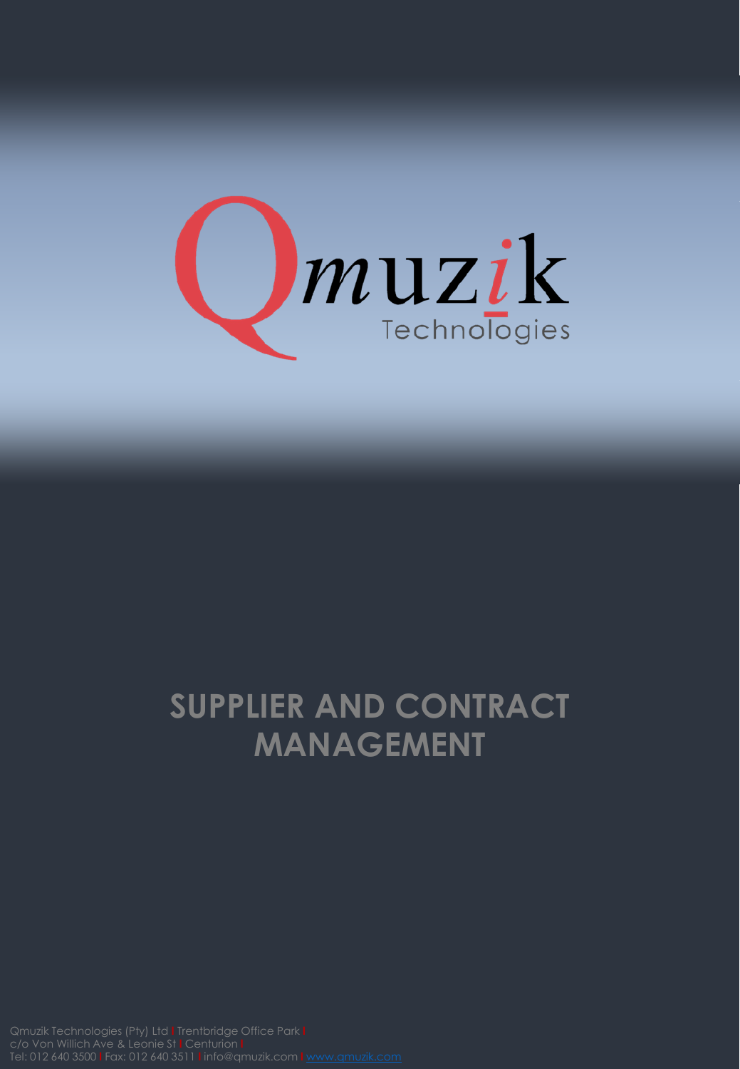Qmuzik Technologies

# SUPPLIER AND CONTRACT MANAGEMENT

Qmuzik Technologies (Pty) Ltd | Trentbridge Office Park | c/o Von Willich Ave & Leonie St | Centurion | Tel: 012 640 3500 | Fax: 012 640 3511 | info@qmuzik.com | www.qmuzik.com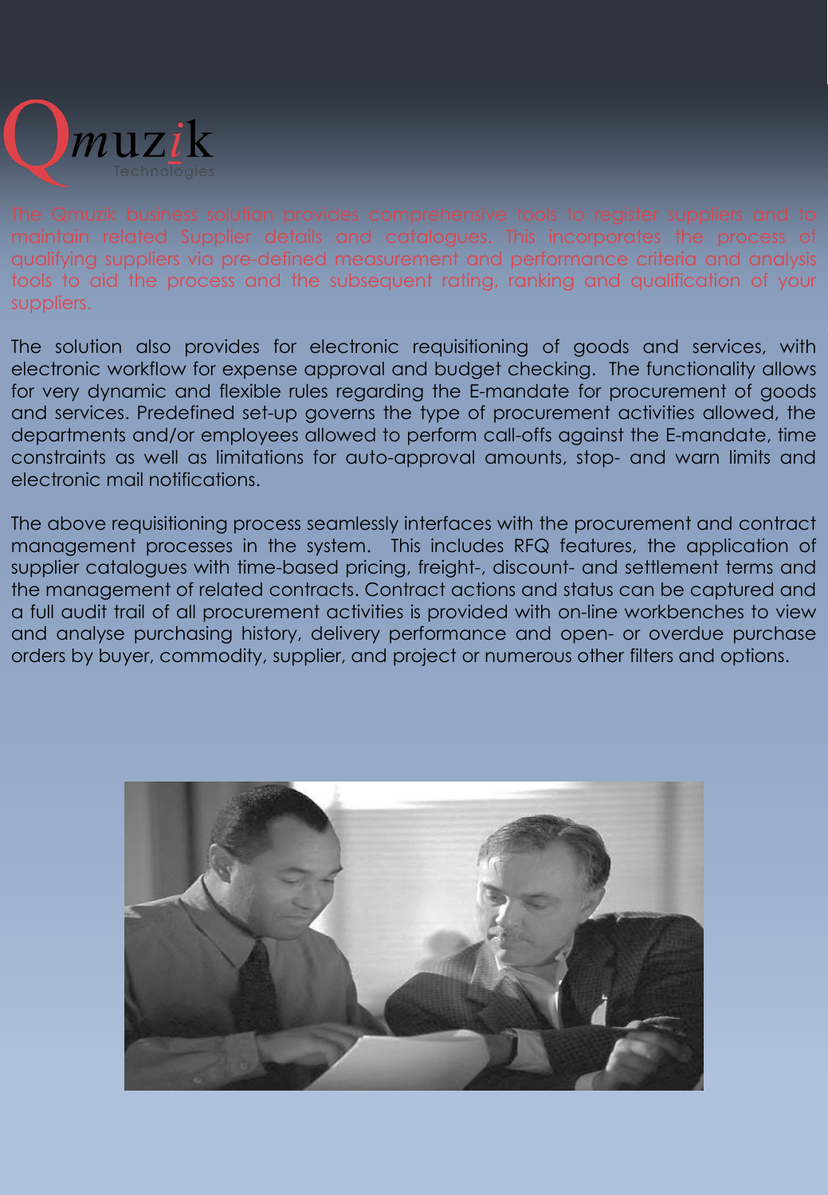Qmuzik Technologies

The Qmuzik business solution provides comprehensive tools to register suppliers and to maintain related Supplier details and catalogues. This incorporates the process of qualifying suppliers via pre-defined measurement and performance criteria and analysis tools to aid the process and the subsequent rating, ranking and qualification of your suppliers.

The solution also provides for electronic requisitioning of goods and services, with electronic workflow for expense approval and budget checking. The functionality allows for very dynamic and flexible rules regarding the E-mandate for procurement of goods and services. Predefined set-up governs the type of procurement activities allowed, the departments and/or employees allowed to perform call-offs against the E-mandate, time constraints as well as limitations for auto-approval amounts, stop- and warn limits and electronic mail notifications.

The above requisitioning process seamlessly interfaces with the procurement and contract management processes in the system. This includes RFQ features, the application of supplier catalogues with time-based pricing, freight-, discount- and settlement terms and the management of related contracts. Contract actions and status can be captured and a full audit trail of all procurement activities is provided with on-line workbenches to view and analyse purchasing history, delivery performance and open- or overdue purchase orders by buyer, commodity, supplier, and project or numerous other filters and options.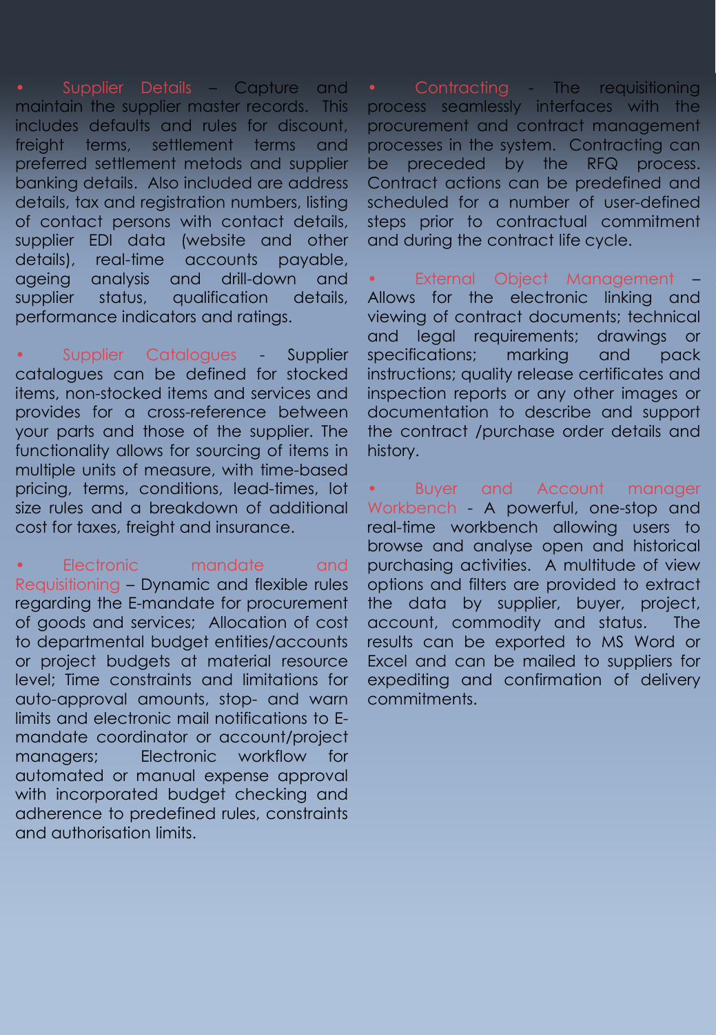- **Supplier Details** – Capture and maintain the supplier master records. This includes defaults and rules for discount, freight terms, settlement terms and preferred settlement metods and supplier banking details. Also included are address details, tax and registration numbers, listing of contact persons with contact details, supplier EDI data (website and other details), real-time accounts payable, ageing analysis and drill-down and supplier status, qualification details, performance indicators and ratings.

- **Supplier Catalogues** - Supplier catalogues can be defined for stocked items, non-stocked items and services and provides for a cross-reference between your parts and those of the supplier. The functionality allows for sourcing of items in multiple units of measure, with time-based pricing, terms, conditions, lead-times, lot size rules and a breakdown of additional cost for taxes, freight and insurance.

- **Electronic mandate and Requisitioning** – Dynamic and flexible rules regarding the E-mandate for procurement of goods and services; Allocation of cost to departmental budget entities/accounts or project budgets at material resource level; Time constraints and limitations for auto-approval amounts, stop- and warn limits and electronic mail notifications to E-mandate coordinator or account/project managers; Electronic workflow for automated or manual expense approval with incorporated budget checking and adherence to predefined rules, constraints and authorisation limits.

- **Contracting** - The requisitioning process seamlessly interfaces with the procurement and contract management processes in the system. Contracting can be preceded by the RFQ process. Contract actions can be predefined and scheduled for a number of user-defined steps prior to contractual commitment and during the contract life cycle.

- **External Object Management** – Allows for the electronic linking and viewing of contract documents; technical and legal requirements; drawings or specifications; marking and pack instructions; quality release certificates and inspection reports or any other images or documentation to describe and support the contract /purchase order details and history.

- **Buyer and Account manager Workbench** - A powerful, one-stop and real-time workbench allowing users to browse and analyse open and historical purchasing activities. A multitude of view options and filters are provided to extract the data by supplier, buyer, project, account, commodity and status. The results can be exported to MS Word or Excel and can be mailed to suppliers for expediting and confirmation of delivery commitments.